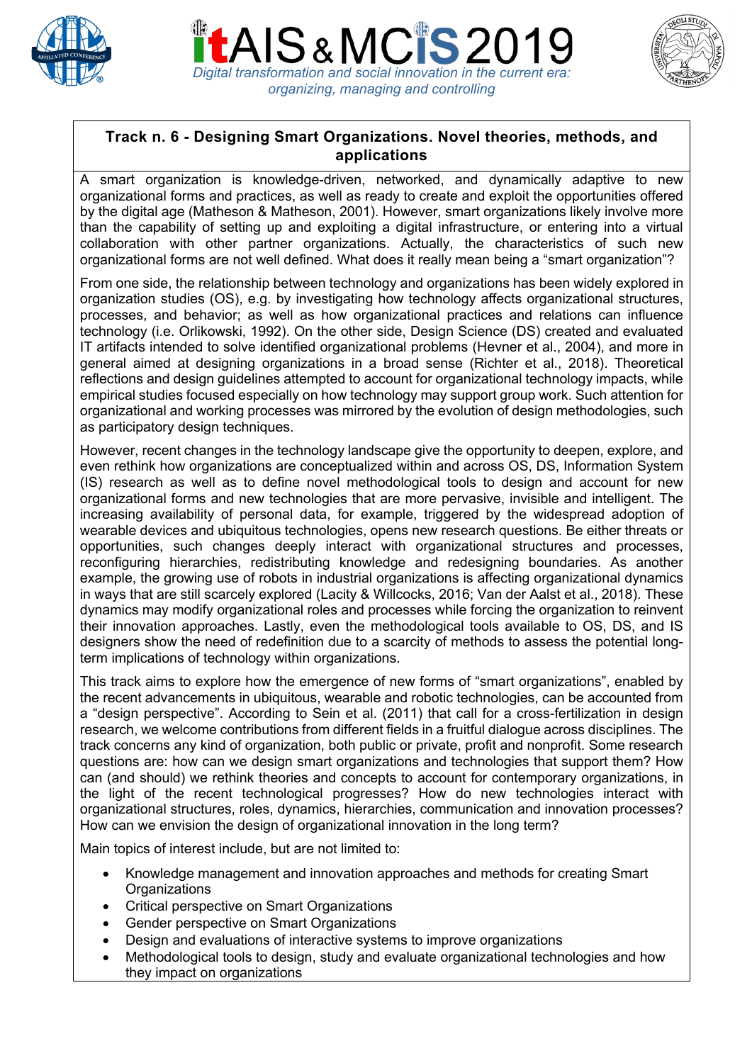# itAIS & MCIS 2019

*Digital transformation and social innovation in the current era: organizing, managing and controlling*

## Track n. 6 - Designing Smart Organizations. Novel theories, methods, and applications

A smart organization is knowledge-driven, networked, and dynamically adaptive to new organizational forms and practices, as well as ready to create and exploit the opportunities offered by the digital age (Matheson & Matheson, 2001). However, smart organizations likely involve more than the capability of setting up and exploiting a digital infrastructure, or entering into a virtual collaboration with other partner organizations. Actually, the characteristics of such new organizational forms are not well defined. What does it really mean being a "smart organization"?

From one side, the relationship between technology and organizations has been widely explored in organization studies (OS), e.g. by investigating how technology affects organizational structures, processes, and behavior; as well as how organizational practices and relations can influence technology (i.e. Orlikowski, 1992). On the other side, Design Science (DS) created and evaluated IT artifacts intended to solve identified organizational problems (Hevner et al., 2004), and more in general aimed at designing organizations in a broad sense (Richter et al., 2018). Theoretical reflections and design guidelines attempted to account for organizational technology impacts, while empirical studies focused especially on how technology may support group work. Such attention for organizational and working processes was mirrored by the evolution of design methodologies, such as participatory design techniques.

However, recent changes in the technology landscape give the opportunity to deepen, explore, and even rethink how organizations are conceptualized within and across OS, DS, Information System (IS) research as well as to define novel methodological tools to design and account for new organizational forms and new technologies that are more pervasive, invisible and intelligent. The increasing availability of personal data, for example, triggered by the widespread adoption of wearable devices and ubiquitous technologies, opens new research questions. Be either threats or opportunities, such changes deeply interact with organizational structures and processes, reconfiguring hierarchies, redistributing knowledge and redesigning boundaries. As another example, the growing use of robots in industrial organizations is affecting organizational dynamics in ways that are still scarcely explored (Lacity & Willcocks, 2016; Van der Aalst et al., 2018). These dynamics may modify organizational roles and processes while forcing the organization to reinvent their innovation approaches. Lastly, even the methodological tools available to OS, DS, and IS designers show the need of redefinition due to a scarcity of methods to assess the potential long-term implications of technology within organizations.

This track aims to explore how the emergence of new forms of "smart organizations", enabled by the recent advancements in ubiquitous, wearable and robotic technologies, can be accounted from a "design perspective". According to Sein et al. (2011) that call for a cross-fertilization in design research, we welcome contributions from different fields in a fruitful dialogue across disciplines. The track concerns any kind of organization, both public or private, profit and nonprofit. Some research questions are: how can we design smart organizations and technologies that support them? How can (and should) we rethink theories and concepts to account for contemporary organizations, in the light of the recent technological progresses? How do new technologies interact with organizational structures, roles, dynamics, hierarchies, communication and innovation processes? How can we envision the design of organizational innovation in the long term?

Main topics of interest include, but are not limited to:

- Knowledge management and innovation approaches and methods for creating Smart Organizations
- Critical perspective on Smart Organizations
- Gender perspective on Smart Organizations
- Design and evaluations of interactive systems to improve organizations
- Methodological tools to design, study and evaluate organizational technologies and how they impact on organizations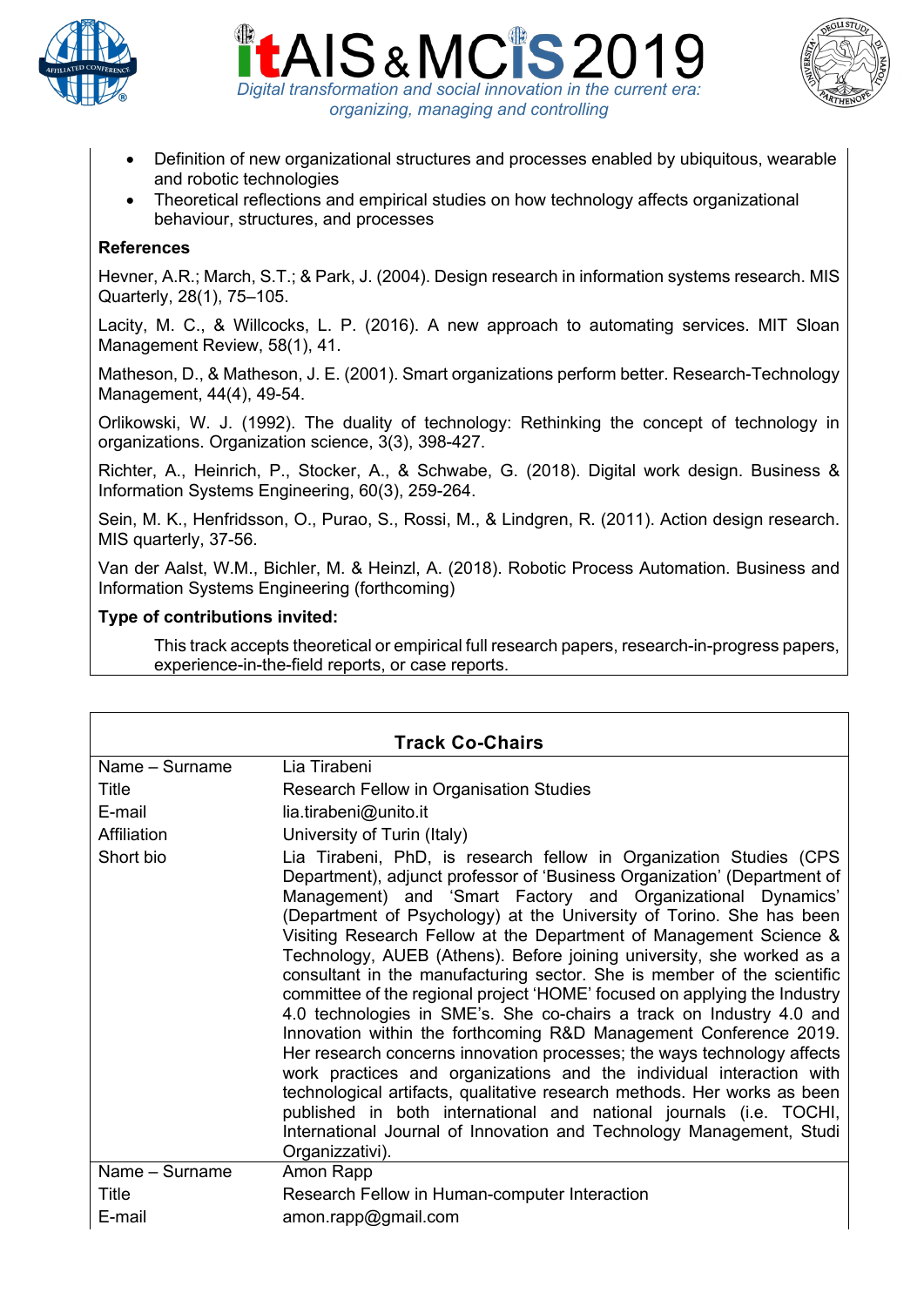- Definition of new organizational structures and processes enabled by ubiquitous, wearable and robotic technologies
- Theoretical reflections and empirical studies on how technology affects organizational behaviour, structures, and processes

**References**

Hevner, A.R.; March, S.T.; & Park, J. (2004). Design research in information systems research. MIS Quarterly, 28(1), 75–105.

Lacity, M. C., & Willcocks, L. P. (2016). A new approach to automating services. MIT Sloan Management Review, 58(1), 41.

Matheson, D., & Matheson, J. E. (2001). Smart organizations perform better. Research-Technology Management, 44(4), 49-54.

Orlikowski, W. J. (1992). The duality of technology: Rethinking the concept of technology in organizations. Organization science, 3(3), 398-427.

Richter, A., Heinrich, P., Stocker, A., & Schwabe, G. (2018). Digital work design. Business & Information Systems Engineering, 60(3), 259-264.

Sein, M. K., Henfridsson, O., Purao, S., Rossi, M., & Lindgren, R. (2011). Action design research. MIS quarterly, 37-56.

Van der Aalst, W.M., Bichler, M. & Heinzl, A. (2018). Robotic Process Automation. Business and Information Systems Engineering (forthcoming)

**Type of contributions invited:**

This track accepts theoretical or empirical full research papers, research-in-progress papers, experience-in-the-field reports, or case reports.

| **Track Co-Chairs** | |
|---|---|
| Name – Surname | Lia Tirabeni |
| Title | Research Fellow in Organisation Studies |
| E-mail | lia.tirabeni@unito.it |
| Affiliation | University of Turin (Italy) |
| Short bio | Lia Tirabeni, PhD, is research fellow in Organization Studies (CPS Department), adjunct professor of 'Business Organization' (Department of Management) and 'Smart Factory and Organizational Dynamics' (Department of Psychology) at the University of Torino. She has been Visiting Research Fellow at the Department of Management Science & Technology, AUEB (Athens). Before joining university, she worked as a consultant in the manufacturing sector. She is member of the scientific committee of the regional project 'HOME' focused on applying the Industry 4.0 technologies in SME's. She co-chairs a track on Industry 4.0 and Innovation within the forthcoming R&D Management Conference 2019. Her research concerns innovation processes; the ways technology affects work practices and organizations and the individual interaction with technological artifacts, qualitative research methods. Her works as been published in both international and national journals (i.e. TOCHI, International Journal of Innovation and Technology Management, Studi Organizzativi). |
| Name – Surname | Amon Rapp |
| Title | Research Fellow in Human-computer Interaction |
| E-mail | amon.rapp@gmail.com |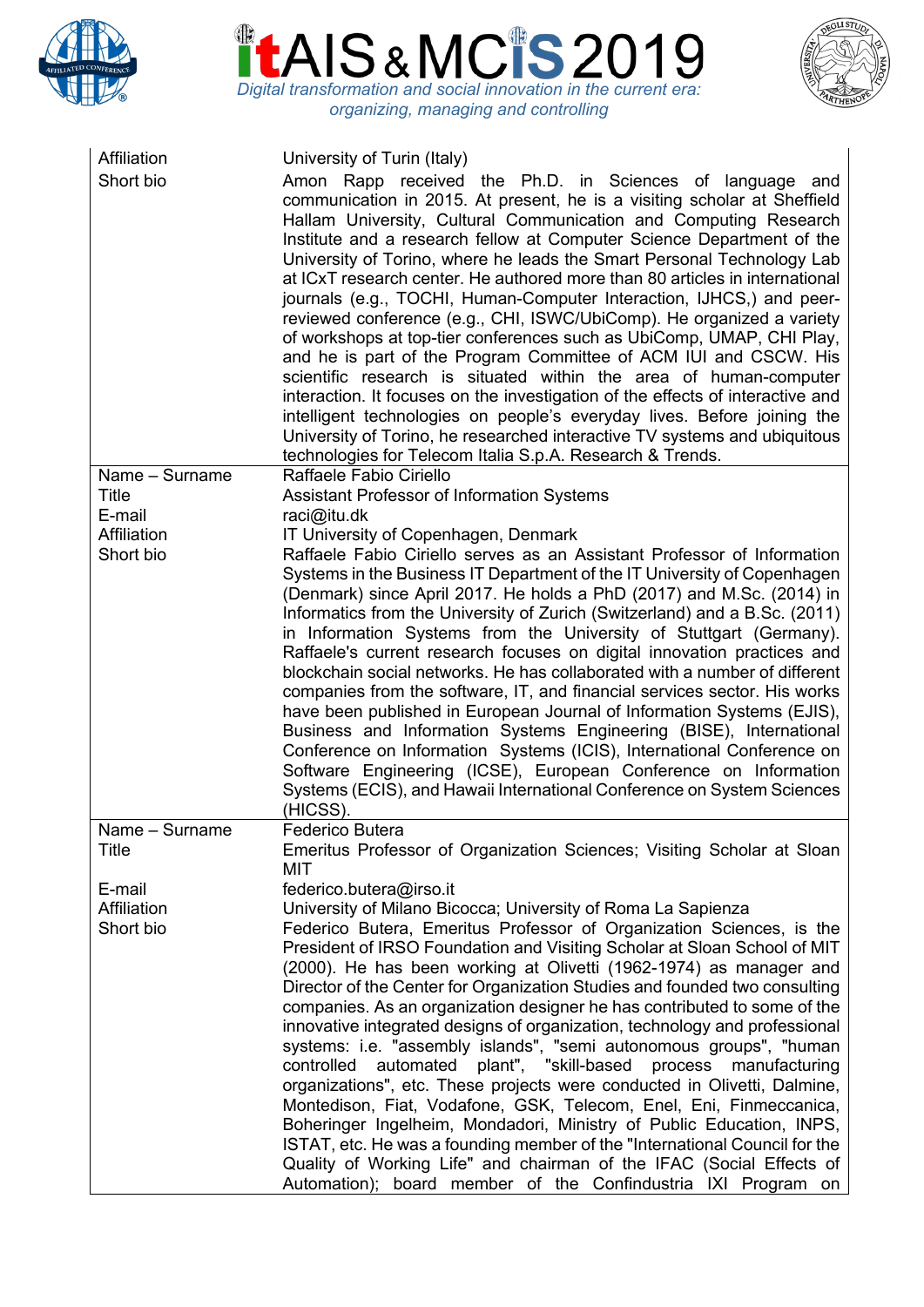| | |
|---|---|
| Affiliation | University of Turin (Italy) |
| Short bio | Amon Rapp received the Ph.D. in Sciences of language and communication in 2015. At present, he is a visiting scholar at Sheffield Hallam University, Cultural Communication and Computing Research Institute and a research fellow at Computer Science Department of the University of Torino, where he leads the Smart Personal Technology Lab at ICxT research center. He authored more than 80 articles in international journals (e.g., TOCHI, Human-Computer Interaction, IJHCS,) and peer-reviewed conference (e.g., CHI, ISWC/UbiComp). He organized a variety of workshops at top-tier conferences such as UbiComp, UMAP, CHI Play, and he is part of the Program Committee of ACM IUI and CSCW. His scientific research is situated within the area of human-computer interaction. It focuses on the investigation of the effects of interactive and intelligent technologies on people's everyday lives. Before joining the University of Torino, he researched interactive TV systems and ubiquitous technologies for Telecom Italia S.p.A. Research & Trends. |
| Name – Surname | Raffaele Fabio Ciriello |
| Title | Assistant Professor of Information Systems |
| E-mail | raci@itu.dk |
| Affiliation | IT University of Copenhagen, Denmark |
| Short bio | Raffaele Fabio Ciriello serves as an Assistant Professor of Information Systems in the Business IT Department of the IT University of Copenhagen (Denmark) since April 2017. He holds a PhD (2017) and M.Sc. (2014) in Informatics from the University of Zurich (Switzerland) and a B.Sc. (2011) in Information Systems from the University of Stuttgart (Germany). Raffaele's current research focuses on digital innovation practices and blockchain social networks. He has collaborated with a number of different companies from the software, IT, and financial services sector. His works have been published in European Journal of Information Systems (EJIS), Business and Information Systems Engineering (BISE), International Conference on Information Systems (ICIS), International Conference on Software Engineering (ICSE), European Conference on Information Systems (ECIS), and Hawaii International Conference on System Sciences (HICSS). |
| Name – Surname | Federico Butera |
| Title | Emeritus Professor of Organization Sciences; Visiting Scholar at Sloan MIT |
| E-mail | federico.butera@irso.it |
| Affiliation | University of Milano Bicocca; University of Roma La Sapienza |
| Short bio | Federico Butera, Emeritus Professor of Organization Sciences, is the President of IRSO Foundation and Visiting Scholar at Sloan School of MIT (2000). He has been working at Olivetti (1962-1974) as manager and Director of the Center for Organization Studies and founded two consulting companies. As an organization designer he has contributed to some of the innovative integrated designs of organization, technology and professional systems: i.e. "assembly islands", "semi autonomous groups", "human controlled automated plant", "skill-based process manufacturing organizations", etc. These projects were conducted in Olivetti, Dalmine, Montedison, Fiat, Vodafone, GSK, Telecom, Enel, Eni, Finmeccanica, Boheringer Ingelheim, Mondadori, Ministry of Public Education, INPS, ISTAT, etc. He was a founding member of the "International Council for the Quality of Working Life" and chairman of the IFAC (Social Effects of Automation); board member of the Confindustria IXI Program on |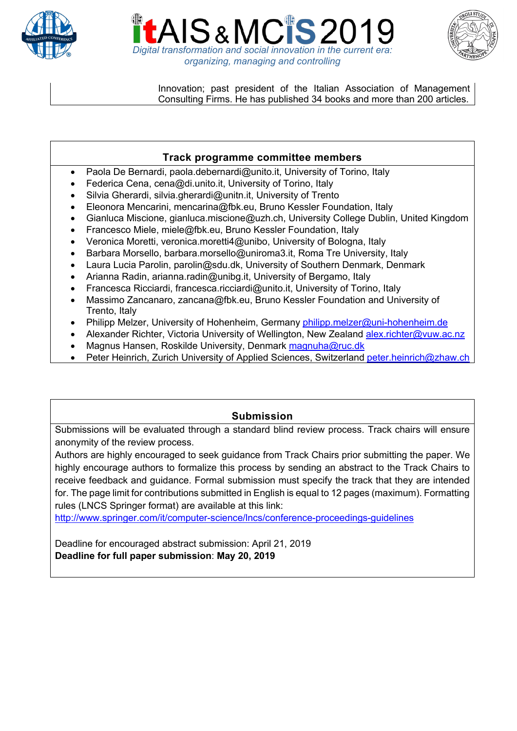Innovation; past president of the Italian Association of Management Consulting Firms. He has published 34 books and more than 200 articles.

## Track programme committee members

- Paola De Bernardi, paola.debernardi@unito.it, University of Torino, Italy
- Federica Cena, cena@di.unito.it, University of Torino, Italy
- Silvia Gherardi, silvia.gherardi@unitn.it, University of Trento
- Eleonora Mencarini, mencarina@fbk.eu, Bruno Kessler Foundation, Italy
- Gianluca Miscione, gianluca.miscione@uzh.ch, University College Dublin, United Kingdom
- Francesco Miele, miele@fbk.eu, Bruno Kessler Foundation, Italy
- Veronica Moretti, veronica.moretti4@unibo, University of Bologna, Italy
- Barbara Morsello, barbara.morsello@uniroma3.it, Roma Tre University, Italy
- Laura Lucia Parolin, parolin@sdu.dk, University of Southern Denmark, Denmark
- Arianna Radin, arianna.radin@unibg.it, University of Bergamo, Italy
- Francesca Ricciardi, francesca.ricciardi@unito.it, University of Torino, Italy
- Massimo Zancanaro, zancana@fbk.eu, Bruno Kessler Foundation and University of Trento, Italy
- Philipp Melzer, University of Hohenheim, Germany philipp.melzer@uni-hohenheim.de
- Alexander Richter, Victoria University of Wellington, New Zealand alex.richter@vuw.ac.nz
- Magnus Hansen, Roskilde University, Denmark magnuha@ruc.dk
- Peter Heinrich, Zurich University of Applied Sciences, Switzerland peter.heinrich@zhaw.ch

## Submission

Submissions will be evaluated through a standard blind review process. Track chairs will ensure anonymity of the review process.
Authors are highly encouraged to seek guidance from Track Chairs prior submitting the paper. We highly encourage authors to formalize this process by sending an abstract to the Track Chairs to receive feedback and guidance. Formal submission must specify the track that they are intended for. The page limit for contributions submitted in English is equal to 12 pages (maximum). Formatting rules (LNCS Springer format) are available at this link:
http://www.springer.com/it/computer-science/lncs/conference-proceedings-guidelines

Deadline for encouraged abstract submission: April 21, 2019
**Deadline for full paper submission**: **May 20, 2019**